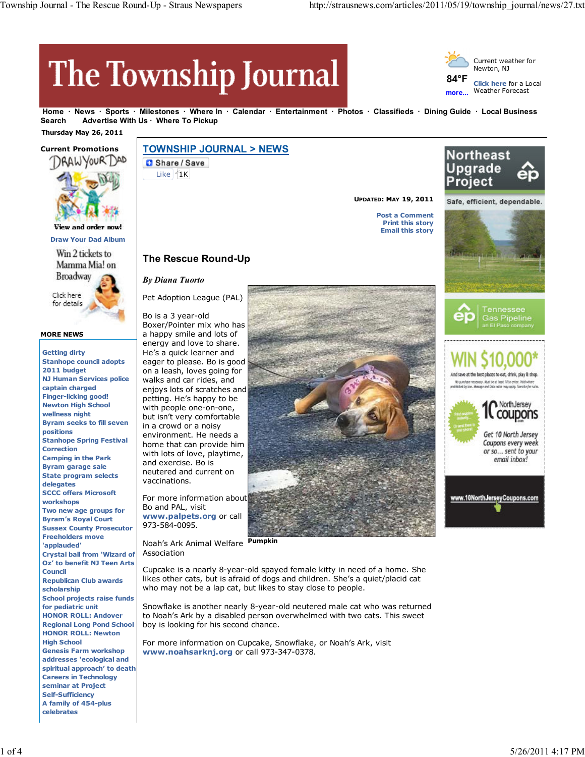# The Township Journal

Current weather for Newton, NJ

84°F

Click here for a Local Weather Forecast

more...

Home · News · Sports · Milestones · Where In · Calendar · Entertainment · Photos · Classifieds · Dining Guide · Local Business Search · Advertise With Us · Where To Pickup

Thursday May 26, 2011

**Current Promotions**

View and order now!

Draw Your Dad Album

Win 2 tickets to Mamma Mia! on Broadway

Click here for details

**MORE NEWS**

- Getting dirty
- Stanhope council adopts 2011 budget
- NJ Human Services police captain charged
- Finger-licking good!
- Newton High School wellness night
- Byram seeks to fill seven positions
- Stanhope Spring Festival Correction
- Camping in the Park
- Byram garage sale
- State program selects delegates
- SCCC offers Microsoft workshops
- Two new age groups for Byram's Royal Court
- Sussex County Prosecutor Freeholders move 'applauded'
- Crystal ball from 'Wizard of Oz' to benefit NJ Teen Arts Council
- Republican Club awards scholarship
- School projects raise funds for pediatric unit
- HONOR ROLL: Andover Regional Long Pond School
- HONOR ROLL: Newton High School
- Genesis Farm workshop addresses 'ecological and spiritual approach' to death
- Careers in Technology seminar at Project Self-Sufficiency
- A family of 454-plus celebrates

## TOWNSHIP JOURNAL > NEWS

Share / Save

Like 1K

**UPDATED: MAY 19, 2011**

Post a Comment
Print this story
Email this story

## The Rescue Round-Up

***By Diana Tuorto***

Pet Adoption League (PAL)

Bo is a 3 year-old Boxer/Pointer mix who has a happy smile and lots of energy and love to share. He's a quick learner and eager to please. Bo is good on a leash, loves going for walks and car rides, and enjoys lots of scratches and petting. He's happy to be with people one-on-one, but isn't very comfortable in a crowd or a noisy environment. He needs a home that can provide him with lots of love, playtime, and exercise. Bo is neutered and current on vaccinations.

For more information about Bo and PAL, visit **www.palpets.org** or call 973-584-0095.

**Pumpkin**

Noah's Ark Animal Welfare Association

Cupcake is a nearly 8-year-old spayed female kitty in need of a home. She likes other cats, but is afraid of dogs and children. She's a quiet/placid cat who may not be a lap cat, but likes to stay close to people.

Snowflake is another nearly 8-year-old neutered male cat who was returned to Noah's Ark by a disabled person overwhelmed with two cats. This sweet boy is looking for his second chance.

For more information on Cupcake, Snowflake, or Noah's Ark, visit **www.noahsarknj.org** or call 973-347-0378.

Northeast Upgrade Project

Safe, efficient, dependable.

Tennessee Gas Pipeline an El Paso company

WIN $10,000*

Get 10 North Jersey Coupons every week or so... sent to your email inbox!

www.10NorthJerseyCoupons.com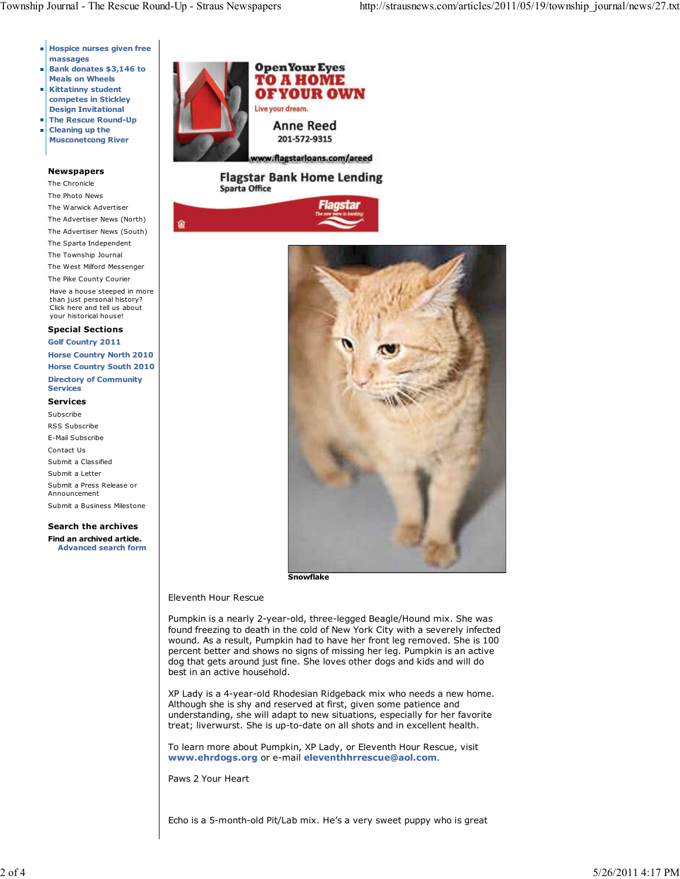- Hospice nurses given free massages
- Bank donates $3,146 to Meals on Wheels
- Kittatinny student competes in Stickley Design Invitational
- The Rescue Round-Up
- Cleaning up the Musconetcong River

**Newspapers**

The Chronicle
The Photo News
The Warwick Advertiser
The Advertiser News (North)
The Advertiser News (South)
The Sparta Independent
The Township Journal
The West Milford Messenger
The Pike County Courier

Have a house steeped in more than just personal history? Click here and tell us about your historical house!

**Special Sections**

Golf Country 2011
Horse Country North 2010
Horse Country South 2010
Directory of Community Services

**Services**

Subscribe
RSS Subscribe
E-Mail Subscribe
Contact Us
Submit a Classified
Submit a Letter
Submit a Press Release or Announcement
Submit a Business Milestone

**Search the archives**

**Find an archived article.**
Advanced search form

Open Your Eyes TO A HOME OF YOUR OWN
Live your dream.
Anne Reed
201-572-9315
www.flagstarloans.com/areed
Flagstar Bank Home Lending
Sparta Office
Flagstar
The new wave in banking

**Snowflake**

Eleventh Hour Rescue

Pumpkin is a nearly 2-year-old, three-legged Beagle/Hound mix. She was found freezing to death in the cold of New York City with a severely infected wound. As a result, Pumpkin had to have her front leg removed. She is 100 percent better and shows no signs of missing her leg. Pumpkin is an active dog that gets around just fine. She loves other dogs and kids and will do best in an active household.

XP Lady is a 4-year-old Rhodesian Ridgeback mix who needs a new home. Although she is shy and reserved at first, given some patience and understanding, she will adapt to new situations, especially for her favorite treat; liverwurst. She is up-to-date on all shots and in excellent health.

To learn more about Pumpkin, XP Lady, or Eleventh Hour Rescue, visit **www.ehrdogs.org** or e-mail **eleventhhrrescue@aol.com**.

Paws 2 Your Heart

Echo is a 5-month-old Pit/Lab mix. He's a very sweet puppy who is great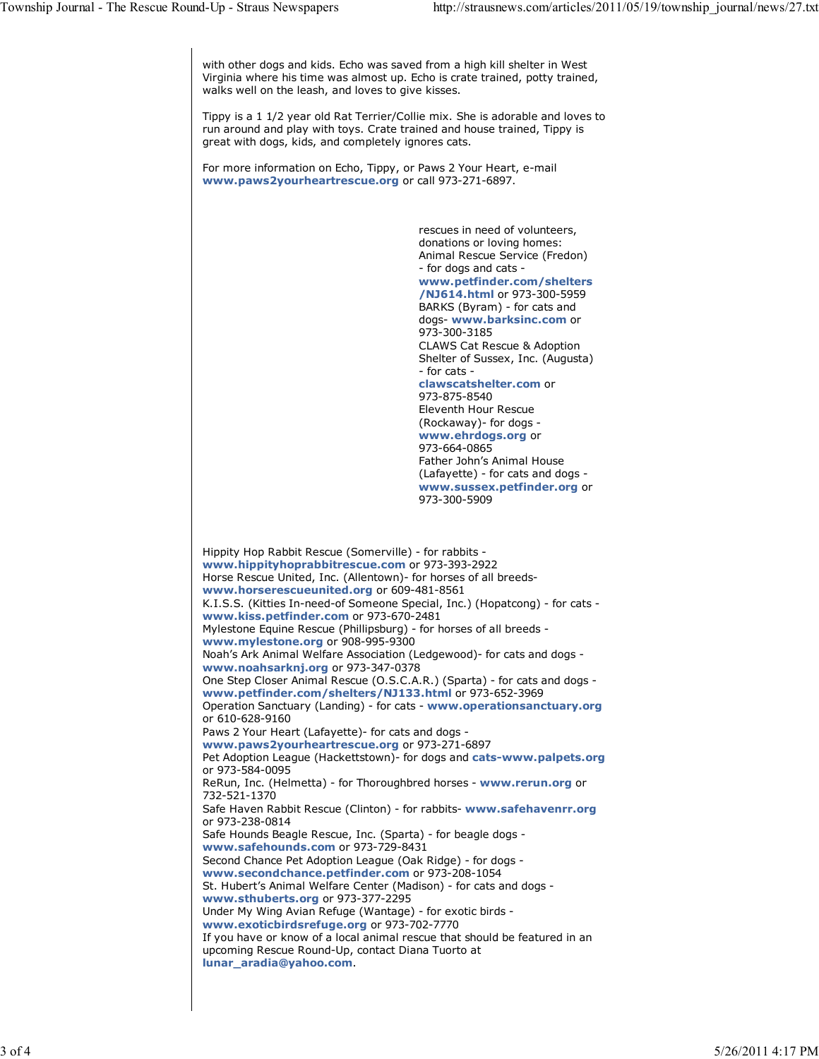with other dogs and kids. Echo was saved from a high kill shelter in West Virginia where his time was almost up. Echo is crate trained, potty trained, walks well on the leash, and loves to give kisses.

Tippy is a 1 1/2 year old Rat Terrier/Collie mix. She is adorable and loves to run around and play with toys. Crate trained and house trained, Tippy is great with dogs, kids, and completely ignores cats.

For more information on Echo, Tippy, or Paws 2 Your Heart, e-mail **www.paws2yourheartrescue.org** or call 973-271-6897.

rescues in need of volunteers, donations or loving homes:
Animal Rescue Service (Fredon) - for dogs and cats - **www.petfinder.com/shelters/NJ614.html** or 973-300-5959
BARKS (Byram) - for cats and dogs- **www.barksinc.com** or 973-300-3185
CLAWS Cat Rescue & Adoption Shelter of Sussex, Inc. (Augusta) - for cats - **clawscatshelter.com** or 973-875-8540
Eleventh Hour Rescue (Rockaway)- for dogs - **www.ehrdogs.org** or 973-664-0865
Father John's Animal House (Lafayette) - for cats and dogs - **www.sussex.petfinder.org** or 973-300-5909

Hippity Hop Rabbit Rescue (Somerville) - for rabbits - **www.hippityhoprabbitrescue.com** or 973-393-2922
Horse Rescue United, Inc. (Allentown)- for horses of all breeds- **www.horserescueunited.org** or 609-481-8561
K.I.S.S. (Kitties In-need-of Someone Special, Inc.) (Hopatcong) - for cats - **www.kiss.petfinder.com** or 973-670-2481
Mylestone Equine Rescue (Phillipsburg) - for horses of all breeds - **www.mylestone.org** or 908-995-9300
Noah's Ark Animal Welfare Association (Ledgewood)- for cats and dogs - **www.noahsarknj.org** or 973-347-0378
One Step Closer Animal Rescue (O.S.C.A.R.) (Sparta) - for cats and dogs - **www.petfinder.com/shelters/NJ133.html** or 973-652-3969
Operation Sanctuary (Landing) - for cats - **www.operationsanctuary.org** or 610-628-9160
Paws 2 Your Heart (Lafayette)- for cats and dogs - **www.paws2yourheartrescue.org** or 973-271-6897
Pet Adoption League (Hackettstown)- for dogs and **cats-www.palpets.org** or 973-584-0095
ReRun, Inc. (Helmetta) - for Thoroughbred horses - **www.rerun.org** or 732-521-1370
Safe Haven Rabbit Rescue (Clinton) - for rabbits- **www.safehavenrr.org** or 973-238-0814
Safe Hounds Beagle Rescue, Inc. (Sparta) - for beagle dogs - **www.safehounds.com** or 973-729-8431
Second Chance Pet Adoption League (Oak Ridge) - for dogs - **www.secondchance.petfinder.com** or 973-208-1054
St. Hubert's Animal Welfare Center (Madison) - for cats and dogs - **www.sthuberts.org** or 973-377-2295
Under My Wing Avian Refuge (Wantage) - for exotic birds - **www.exoticbirdsrefuge.org** or 973-702-7770
If you have or know of a local animal rescue that should be featured in an upcoming Rescue Round-Up, contact Diana Tuorto at **lunar_aradia@yahoo.com**.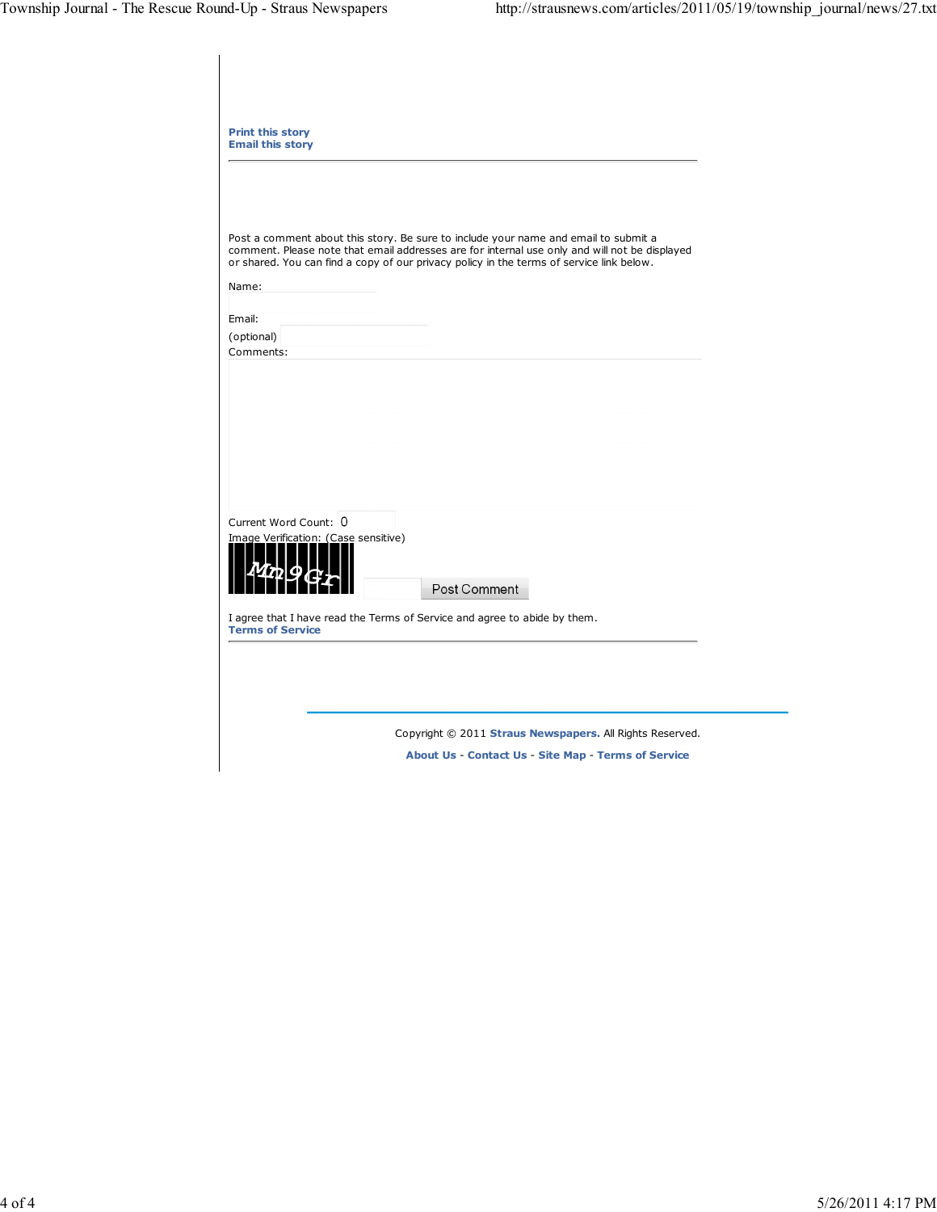**Print this story**
**Email this story**

---

Post a comment about this story. Be sure to include your name and email to submit a comment. Please note that email addresses are for internal use only and will not be displayed or shared. You can find a copy of our privacy policy in the terms of service link below.

Name:

Email:
(optional)

Comments:

Current Word Count: 0

Image Verification: (Case sensitive)

Post Comment

I agree that I have read the Terms of Service and agree to abide by them.
**Terms of Service**

---

Copyright © 2011 **Straus Newspapers.** All Rights Reserved.

**About Us** - **Contact Us** - **Site Map** - **Terms of Service**